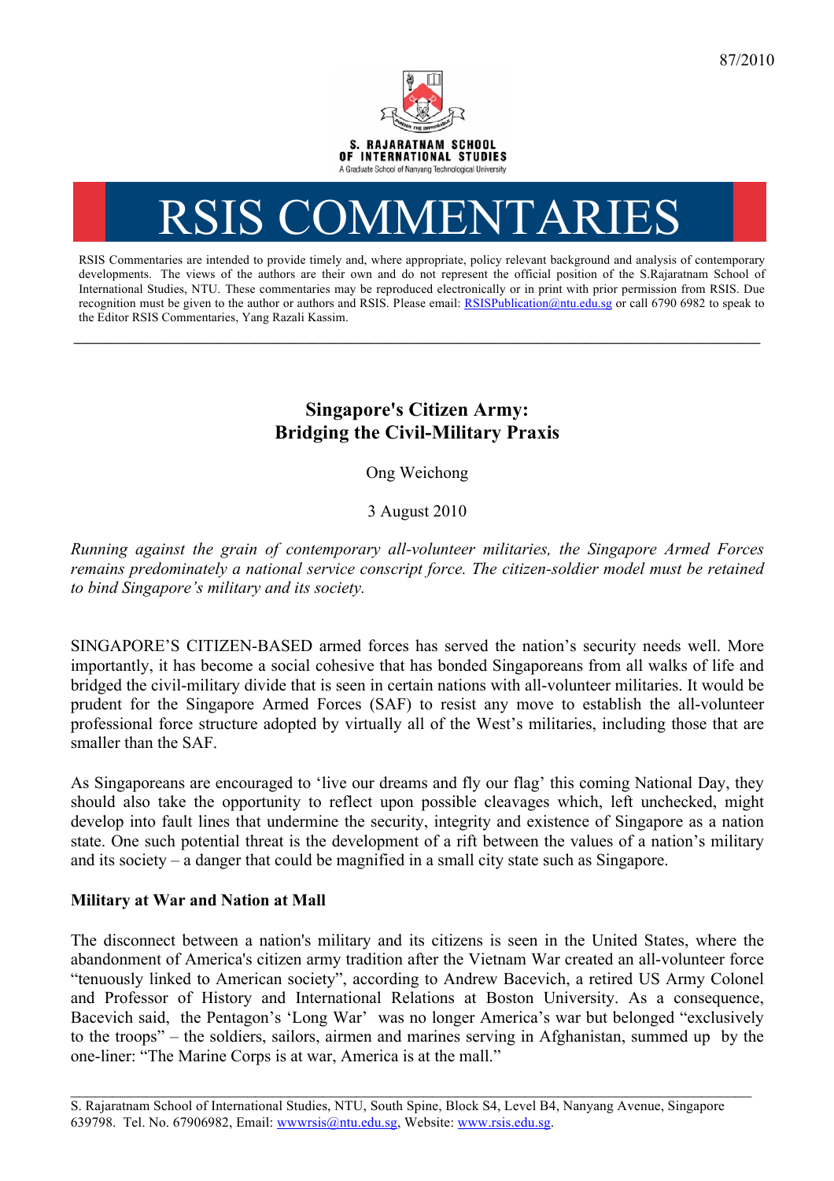87/2010

S. RAJARATNAM SCHOOL OF INTERNATIONAL STUDIES
A Graduate School of Nanyang Technological University

# RSIS COMMENTARIES

RSIS Commentaries are intended to provide timely and, where appropriate, policy relevant background and analysis of contemporary developments. The views of the authors are their own and do not represent the official position of the S.Rajaratnam School of International Studies, NTU. These commentaries may be reproduced electronically or in print with prior permission from RSIS. Due recognition must be given to the author or authors and RSIS. Please email: RSISPublication@ntu.edu.sg or call 6790 6982 to speak to the Editor RSIS Commentaries, Yang Razali Kassim.

---

## Singapore's Citizen Army: Bridging the Civil-Military Praxis

Ong Weichong

3 August 2010

*Running against the grain of contemporary all-volunteer militaries, the Singapore Armed Forces remains predominately a national service conscript force. The citizen-soldier model must be retained to bind Singapore's military and its society.*

SINGAPORE'S CITIZEN-BASED armed forces has served the nation's security needs well. More importantly, it has become a social cohesive that has bonded Singaporeans from all walks of life and bridged the civil-military divide that is seen in certain nations with all-volunteer militaries. It would be prudent for the Singapore Armed Forces (SAF) to resist any move to establish the all-volunteer professional force structure adopted by virtually all of the West's militaries, including those that are smaller than the SAF.

As Singaporeans are encouraged to 'live our dreams and fly our flag' this coming National Day, they should also take the opportunity to reflect upon possible cleavages which, left unchecked, might develop into fault lines that undermine the security, integrity and existence of Singapore as a nation state. One such potential threat is the development of a rift between the values of a nation's military and its society – a danger that could be magnified in a small city state such as Singapore.

**Military at War and Nation at Mall**

The disconnect between a nation's military and its citizens is seen in the United States, where the abandonment of America's citizen army tradition after the Vietnam War created an all-volunteer force "tenuously linked to American society", according to Andrew Bacevich, a retired US Army Colonel and Professor of History and International Relations at Boston University. As a consequence, Bacevich said, the Pentagon's 'Long War' was no longer America's war but belonged "exclusively to the troops" – the soldiers, sailors, airmen and marines serving in Afghanistan, summed up by the one-liner: "The Marine Corps is at war, America is at the mall."

S. Rajaratnam School of International Studies, NTU, South Spine, Block S4, Level B4, Nanyang Avenue, Singapore 639798. Tel. No. 67906982, Email: wwwrsis@ntu.edu.sg, Website: www.rsis.edu.sg.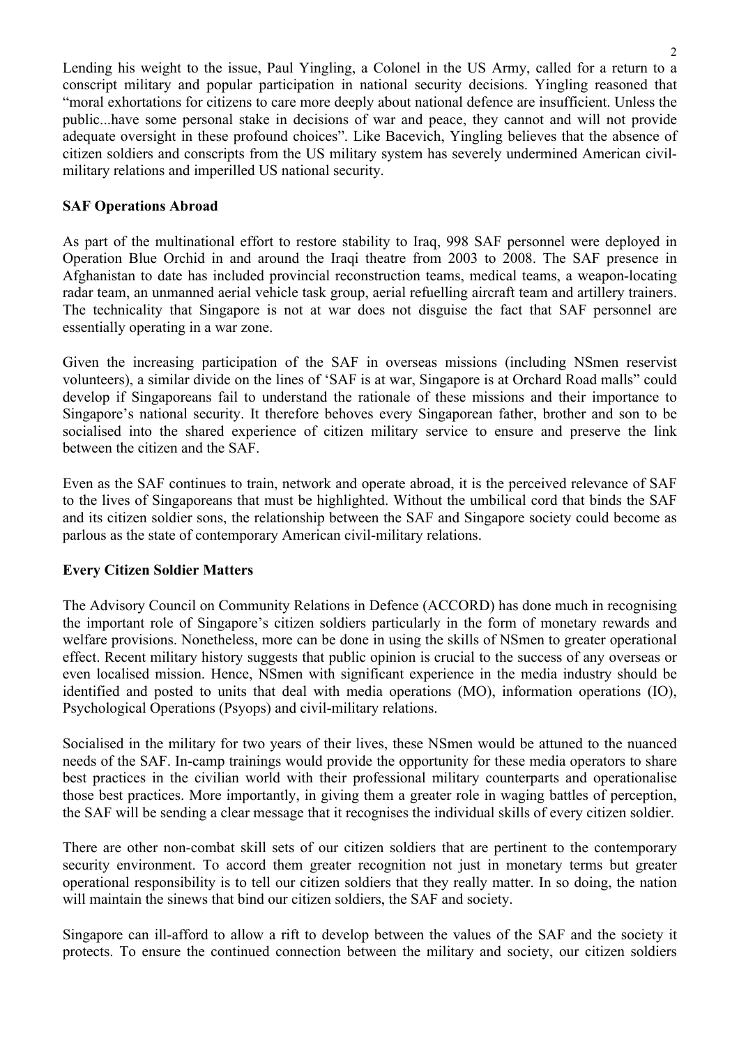Lending his weight to the issue, Paul Yingling, a Colonel in the US Army, called for a return to a conscript military and popular participation in national security decisions. Yingling reasoned that "moral exhortations for citizens to care more deeply about national defence are insufficient. Unless the public...have some personal stake in decisions of war and peace, they cannot and will not provide adequate oversight in these profound choices". Like Bacevich, Yingling believes that the absence of citizen soldiers and conscripts from the US military system has severely undermined American civil-military relations and imperilled US national security.

**SAF Operations Abroad**

As part of the multinational effort to restore stability to Iraq, 998 SAF personnel were deployed in Operation Blue Orchid in and around the Iraqi theatre from 2003 to 2008. The SAF presence in Afghanistan to date has included provincial reconstruction teams, medical teams, a weapon-locating radar team, an unmanned aerial vehicle task group, aerial refuelling aircraft team and artillery trainers. The technicality that Singapore is not at war does not disguise the fact that SAF personnel are essentially operating in a war zone.

Given the increasing participation of the SAF in overseas missions (including NSmen reservist volunteers), a similar divide on the lines of 'SAF is at war, Singapore is at Orchard Road malls" could develop if Singaporeans fail to understand the rationale of these missions and their importance to Singapore's national security. It therefore behoves every Singaporean father, brother and son to be socialised into the shared experience of citizen military service to ensure and preserve the link between the citizen and the SAF.

Even as the SAF continues to train, network and operate abroad, it is the perceived relevance of SAF to the lives of Singaporeans that must be highlighted. Without the umbilical cord that binds the SAF and its citizen soldier sons, the relationship between the SAF and Singapore society could become as parlous as the state of contemporary American civil-military relations.

**Every Citizen Soldier Matters**

The Advisory Council on Community Relations in Defence (ACCORD) has done much in recognising the important role of Singapore's citizen soldiers particularly in the form of monetary rewards and welfare provisions. Nonetheless, more can be done in using the skills of NSmen to greater operational effect. Recent military history suggests that public opinion is crucial to the success of any overseas or even localised mission. Hence, NSmen with significant experience in the media industry should be identified and posted to units that deal with media operations (MO), information operations (IO), Psychological Operations (Psyops) and civil-military relations.

Socialised in the military for two years of their lives, these NSmen would be attuned to the nuanced needs of the SAF. In-camp trainings would provide the opportunity for these media operators to share best practices in the civilian world with their professional military counterparts and operationalise those best practices. More importantly, in giving them a greater role in waging battles of perception, the SAF will be sending a clear message that it recognises the individual skills of every citizen soldier.

There are other non-combat skill sets of our citizen soldiers that are pertinent to the contemporary security environment. To accord them greater recognition not just in monetary terms but greater operational responsibility is to tell our citizen soldiers that they really matter. In so doing, the nation will maintain the sinews that bind our citizen soldiers, the SAF and society.

Singapore can ill-afford to allow a rift to develop between the values of the SAF and the society it protects. To ensure the continued connection between the military and society, our citizen soldiers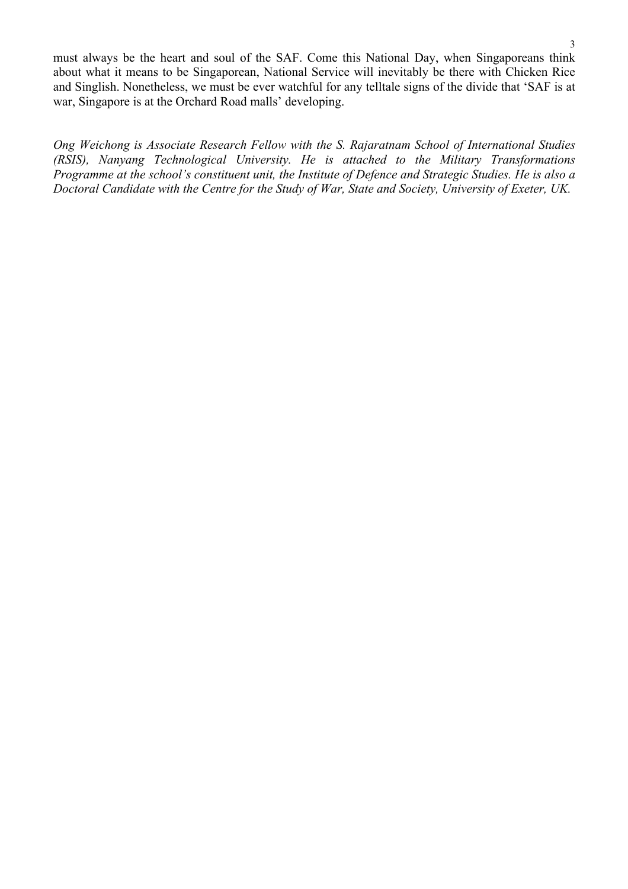must always be the heart and soul of the SAF. Come this National Day, when Singaporeans think about what it means to be Singaporean, National Service will inevitably be there with Chicken Rice and Singlish. Nonetheless, we must be ever watchful for any telltale signs of the divide that 'SAF is at war, Singapore is at the Orchard Road malls' developing.

*Ong Weichong is Associate Research Fellow with the S. Rajaratnam School of International Studies (RSIS), Nanyang Technological University. He is attached to the Military Transformations Programme at the school's constituent unit, the Institute of Defence and Strategic Studies. He is also a Doctoral Candidate with the Centre for the Study of War, State and Society, University of Exeter, UK.*